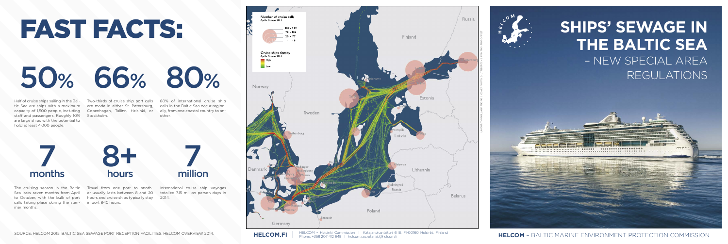# FAST FACTS:

**50%**

Half of cruise ships sailing in the Baltic Sea are ships with a maximum capacity of 1,500 people, including staff and passengers. Roughly 10% are large ships with the potential to hold at least 4,000 people.

**66%**

Two-thirds of cruise ship port calls are made in either St. Petersburg, Copenhagen, Tallinn, Helsinki, or Stockholm.

**80%**

80% of international cruise ship calls in the Baltic Sea occur regionally, from one coastal country to another.

**7 months**

The cruising season in the Baltic Sea lasts seven months from April to October, with the bulk of port calls taking place during the summer months.

**8+ hours**

Travel from one port to another usually lasts between 8 and 20 hours and cruise ships typically stay in port 8-10 hours.

**7 million**

International cruise ship voyages totalled 7.15 million person days in 2014.

SOURCE: HELCOM 2015, BALTIC SEA SEWAGE PORT RECEPTION FACILITIES, HELCOM OVERVIEW 2014.

Number of cruise calls
April - October 2014

- 187 - 312
- 78 - 186
- 20 - 77
- 1 - 19

Cruise ships density
April - October 2014

- High
- Low

**HELCOM.FI** | HELCOM – Helsinki Commission | Katajanokanlaituri 6 B, FI-00160 Helsinki, Finland
Phone: +358 207 412 649 | helcom.secretariat@helcom.fi

# SHIPS' SEWAGE IN THE BALTIC SEA

## – NEW SPECIAL AREA REGULATIONS

**HELCOM** – BALTIC MARINE ENVIRONMENT PROTECTION COMMISSION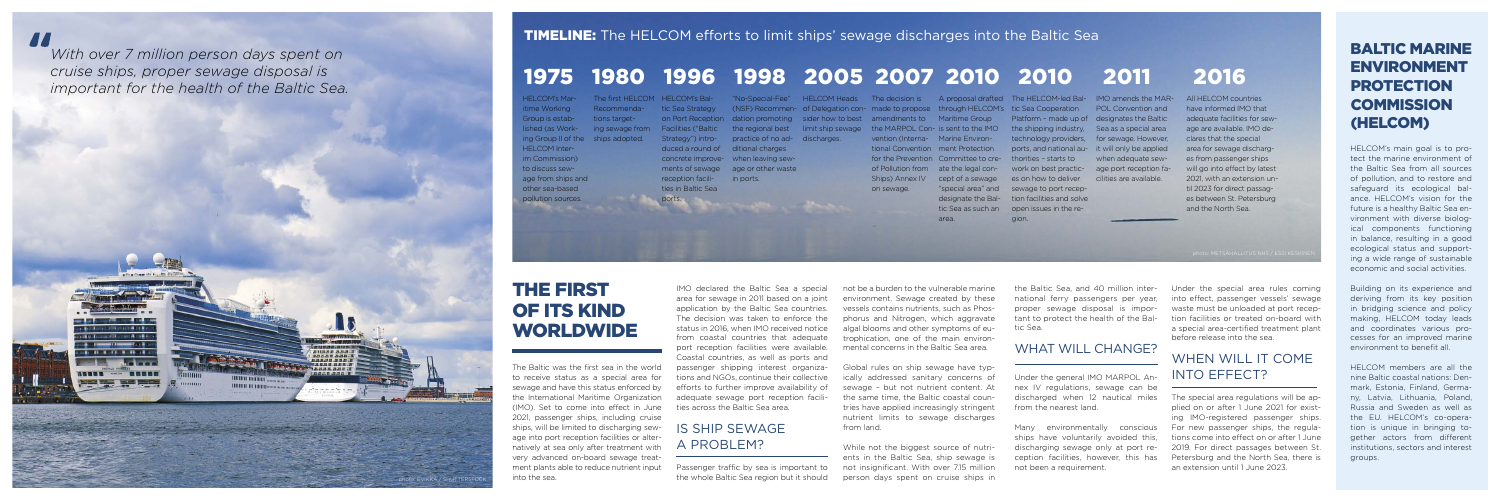*"With over 7 million person days spent on cruise ships, proper sewage disposal is important for the health of the Baltic Sea."*

photo: EVIKKA / SHUTTERSTOCK

## TIMELINE: The HELCOM efforts to limit ships' sewage discharges into the Baltic Sea

**1975**
HELCOM's Maritime Working Group is established (as Working Group II of the HELCOM Interim Commission) to discuss sewage from ships and other sea-based pollution sources.

**1980**
The first HELCOM Recommendations targeting sewage from ships adopted.

**1996**
HELCOM's Baltic Sea Strategy on Port Reception Facilities ("Baltic Strategy") introduced a round of concrete improvements of sewage reception facilities in Baltic Sea ports.

**1998**
"No-Special-Fee" (NSF) Recommendation promoting the regional best practice of no additional charges when leaving sewage or other waste in ports.

**2005**
HELCOM Heads of Delegation consider how to best limit ship sewage discharges.

**2007**
The decision is made to propose amendments to the MARPOL Convention (International Convention for the Prevention of Pollution from Ships) Annex IV on sewage.

**2010**
A proposal drafted through HELCOM's Maritime Group is sent to the IMO Marine Environment Protection Committee to create the legal concept of a sewage "special area" and designate the Baltic Sea as such an area.

**2010**
The HELCOM-led Baltic Sea Cooperation Platform – made up of the shipping industry, technology providers, ports, and national authorities – starts to work on best practices on how to deliver sewage to port reception facilities and solve open issues in the region.

**2011**
IMO amends the MARPOL Convention and designates the Baltic Sea as a special area for sewage. However, it will only be applied when adequate sewage port reception facilities are available.

**2016**
All HELCOM countries have informed IMO that adequate facilities for sewage are available. IMO declares that the special area for sewage discharges from passenger ships will go into effect by latest 2021, with an extension until 2023 for direct passages between St. Petersburg and the North Sea.

photo: METSÄHALLITUS NHS / ESSI KESKINEN

# THE FIRST OF ITS KIND WORLDWIDE

The Baltic was the first sea in the world to receive status as a special area for sewage and have this status enforced by the International Maritime Organization (IMO). Set to come into effect in June 2021, passenger ships, including cruise ships, will be limited to discharging sewage into port reception facilities or alternatively at sea only after treatment with very advanced on-board sewage treatment plants able to reduce nutrient input into the sea.

IMO declared the Baltic Sea a special area for sewage in 2011 based on a joint application by the Baltic Sea countries. The decision was taken to enforce the status in 2016, when IMO received notice from coastal countries that adequate port reception facilities were available. Coastal countries, as well as ports and passenger shipping interest organizations and NGOs, continue their collective efforts to further improve availability of adequate sewage port reception facilities across the Baltic Sea area.

## IS SHIP SEWAGE A PROBLEM?

Passenger traffic by sea is important to the whole Baltic Sea region but it should not be a burden to the vulnerable marine environment. Sewage created by these vessels contains nutrients, such as Phosphorus and Nitrogen, which aggravate algal blooms and other symptoms of eutrophication, one of the main environmental concerns in the Baltic Sea area.

Global rules on ship sewage have typically addressed sanitary concerns of sewage – but not nutrient content. At the same time, the Baltic coastal countries have applied increasingly stringent nutrient limits to sewage discharges from land.

While not the biggest source of nutrients in the Baltic Sea, ship sewage is not insignificant. With over 7.15 million person days spent on cruise ships in the Baltic Sea, and 40 million international ferry passengers per year, proper sewage disposal is important to protect the health of the Baltic Sea.

## WHAT WILL CHANGE?

Under the general IMO MARPOL Annex IV regulations, sewage can be discharged when 12 nautical miles from the nearest land.

Many environmentally conscious ships have voluntarily avoided this, discharging sewage only at port reception facilities, however, this has not been a requirement.

Under the special area rules coming into effect, passenger vessels' sewage waste must be unloaded at port reception facilities or treated on-board with a special area-certified treatment plant before release into the sea.

## WHEN WILL IT COME INTO EFFECT?

The special area regulations will be applied on or after 1 June 2021 for existing IMO-registered passenger ships. For new passenger ships, the regulations come into effect on or after 1 June 2019. For direct passages between St. Petersburg and the North Sea, there is an extension until 1 June 2023.

# BALTIC MARINE ENVIRONMENT PROTECTION COMMISSION (HELCOM)

HELCOM's main goal is to protect the marine environment of the Baltic Sea from all sources of pollution, and to restore and safeguard its ecological balance. HELCOM's vision for the future is a healthy Baltic Sea environment with diverse biological components functioning in balance, resulting in a good ecological status and supporting a wide range of sustainable economic and social activities.

Building on its experience and deriving from its key position in bridging science and policy making, HELCOM today leads and coordinates various processes for an improved marine environment to benefit all.

HELCOM members are all the nine Baltic coastal nations: Denmark, Estonia, Finland, Germany, Latvia, Lithuania, Poland, Russia and Sweden as well as the EU. HELCOM's co-operation is unique in bringing together actors from different institutions, sectors and interest groups.